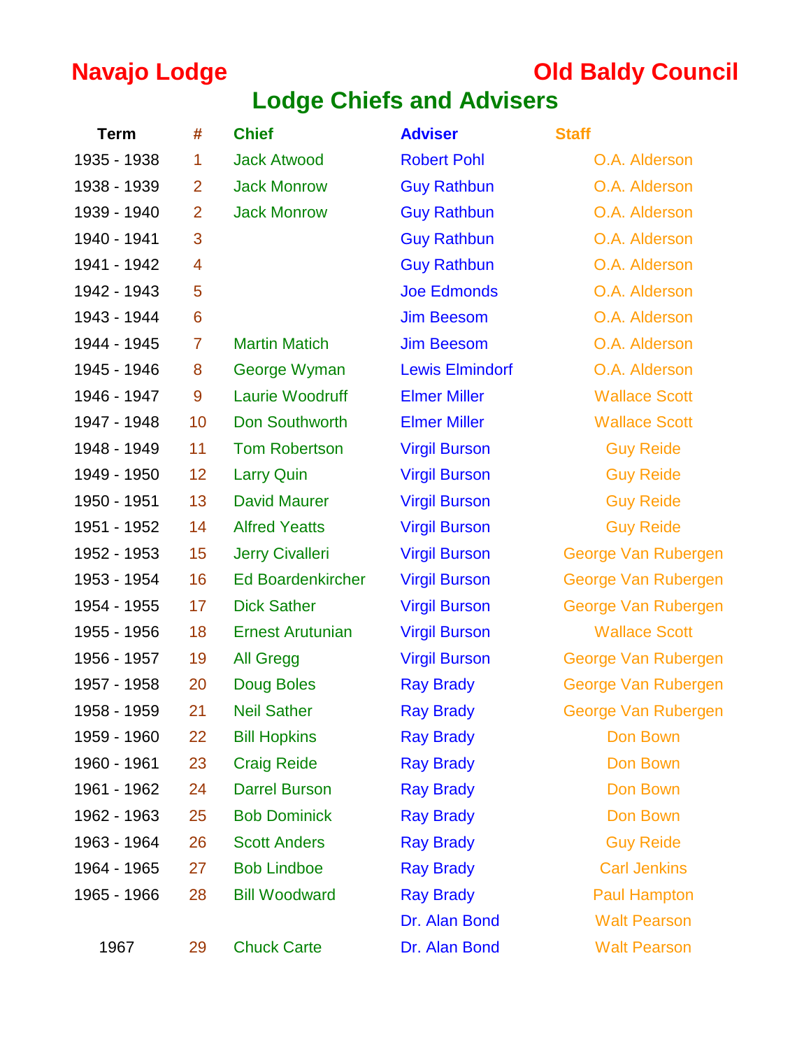**Navajo Lodge** **Old Baldy Council**

## Lodge Chiefs and Advisers

| Term | # | Chief | Adviser | Staff |
|---|---|---|---|---|
| 1935 - 1938 | 1 | Jack Atwood | Robert Pohl | O.A. Alderson |
| 1938 - 1939 | 2 | Jack Monrow | Guy Rathbun | O.A. Alderson |
| 1939 - 1940 | 2 | Jack Monrow | Guy Rathbun | O.A. Alderson |
| 1940 - 1941 | 3 | | Guy Rathbun | O.A. Alderson |
| 1941 - 1942 | 4 | | Guy Rathbun | O.A. Alderson |
| 1942 - 1943 | 5 | | Joe Edmonds | O.A. Alderson |
| 1943 - 1944 | 6 | | Jim Beesom | O.A. Alderson |
| 1944 - 1945 | 7 | Martin Matich | Jim Beesom | O.A. Alderson |
| 1945 - 1946 | 8 | George Wyman | Lewis Elmindorf | O.A. Alderson |
| 1946 - 1947 | 9 | Laurie Woodruff | Elmer Miller | Wallace Scott |
| 1947 - 1948 | 10 | Don Southworth | Elmer Miller | Wallace Scott |
| 1948 - 1949 | 11 | Tom Robertson | Virgil Burson | Guy Reide |
| 1949 - 1950 | 12 | Larry Quin | Virgil Burson | Guy Reide |
| 1950 - 1951 | 13 | David Maurer | Virgil Burson | Guy Reide |
| 1951 - 1952 | 14 | Alfred Yeatts | Virgil Burson | Guy Reide |
| 1952 - 1953 | 15 | Jerry Civalleri | Virgil Burson | George Van Rubergen |
| 1953 - 1954 | 16 | Ed Boardenkircher | Virgil Burson | George Van Rubergen |
| 1954 - 1955 | 17 | Dick Sather | Virgil Burson | George Van Rubergen |
| 1955 - 1956 | 18 | Ernest Arutunian | Virgil Burson | Wallace Scott |
| 1956 - 1957 | 19 | All Gregg | Virgil Burson | George Van Rubergen |
| 1957 - 1958 | 20 | Doug Boles | Ray Brady | George Van Rubergen |
| 1958 - 1959 | 21 | Neil Sather | Ray Brady | George Van Rubergen |
| 1959 - 1960 | 22 | Bill Hopkins | Ray Brady | Don Bown |
| 1960 - 1961 | 23 | Craig Reide | Ray Brady | Don Bown |
| 1961 - 1962 | 24 | Darrel Burson | Ray Brady | Don Bown |
| 1962 - 1963 | 25 | Bob Dominick | Ray Brady | Don Bown |
| 1963 - 1964 | 26 | Scott Anders | Ray Brady | Guy Reide |
| 1964 - 1965 | 27 | Bob Lindboe | Ray Brady | Carl Jenkins |
| 1965 - 1966 | 28 | Bill Woodward | Ray Brady | Paul Hampton |
| | | | Dr. Alan Bond | Walt Pearson |
| 1967 | 29 | Chuck Carte | Dr. Alan Bond | Walt Pearson |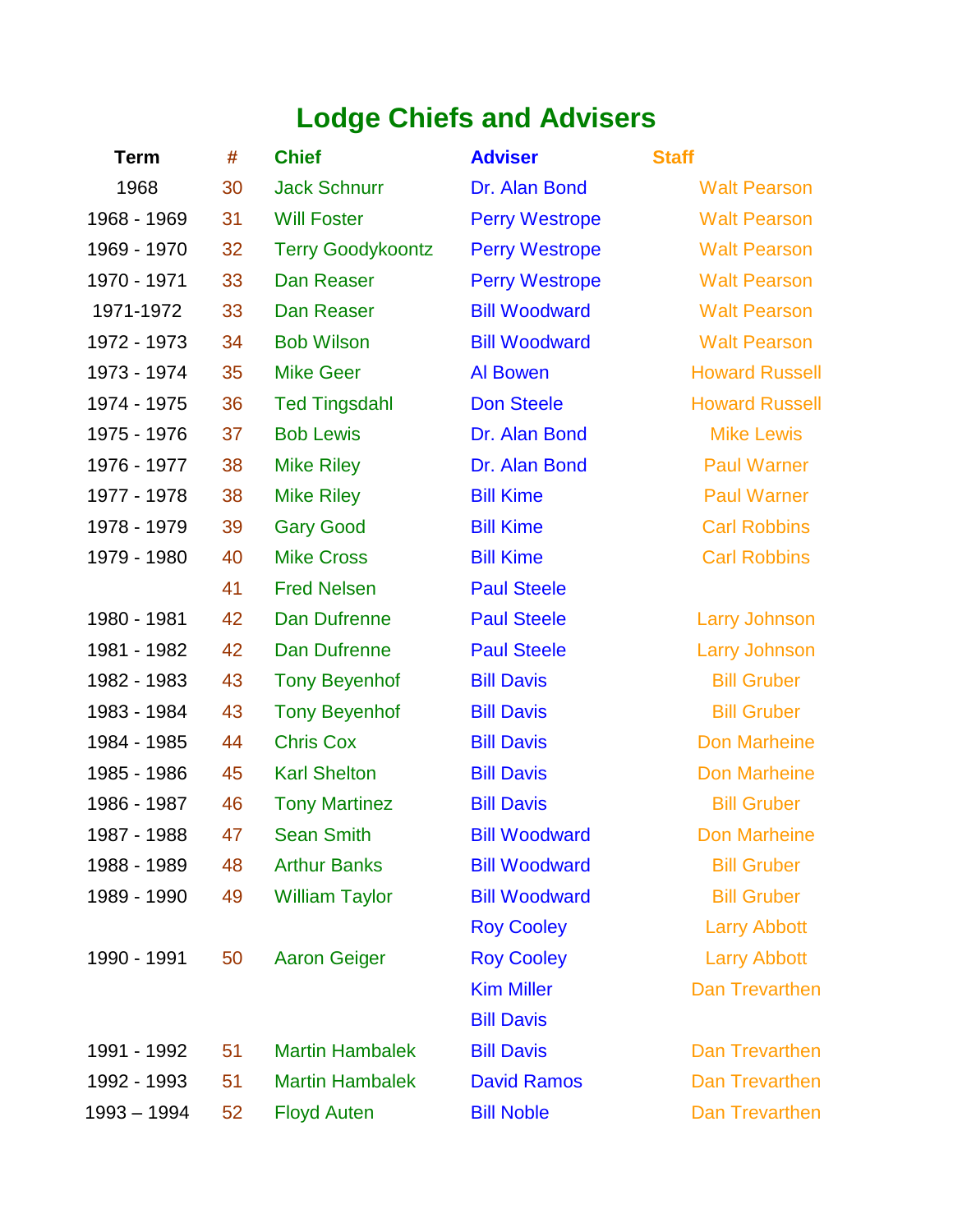# Lodge Chiefs and Advisers

| Term | # | Chief | Adviser | Staff |
|---|---|---|---|---|
| 1968 | 30 | Jack Schnurr | Dr. Alan Bond | Walt Pearson |
| 1968 - 1969 | 31 | Will Foster | Perry Westrope | Walt Pearson |
| 1969 - 1970 | 32 | Terry Goodykoontz | Perry Westrope | Walt Pearson |
| 1970 - 1971 | 33 | Dan Reaser | Perry Westrope | Walt Pearson |
| 1971-1972 | 33 | Dan Reaser | Bill Woodward | Walt Pearson |
| 1972 - 1973 | 34 | Bob Wilson | Bill Woodward | Walt Pearson |
| 1973 - 1974 | 35 | Mike Geer | Al Bowen | Howard Russell |
| 1974 - 1975 | 36 | Ted Tingsdahl | Don Steele | Howard Russell |
| 1975 - 1976 | 37 | Bob Lewis | Dr. Alan Bond | Mike Lewis |
| 1976 - 1977 | 38 | Mike Riley | Dr. Alan Bond | Paul Warner |
| 1977 - 1978 | 38 | Mike Riley | Bill Kime | Paul Warner |
| 1978 - 1979 | 39 | Gary Good | Bill Kime | Carl Robbins |
| 1979 - 1980 | 40 | Mike Cross | Bill Kime | Carl Robbins |
| | 41 | Fred Nelsen | Paul Steele | |
| 1980 - 1981 | 42 | Dan Dufrenne | Paul Steele | Larry Johnson |
| 1981 - 1982 | 42 | Dan Dufrenne | Paul Steele | Larry Johnson |
| 1982 - 1983 | 43 | Tony Beyenhof | Bill Davis | Bill Gruber |
| 1983 - 1984 | 43 | Tony Beyenhof | Bill Davis | Bill Gruber |
| 1984 - 1985 | 44 | Chris Cox | Bill Davis | Don Marheine |
| 1985 - 1986 | 45 | Karl Shelton | Bill Davis | Don Marheine |
| 1986 - 1987 | 46 | Tony Martinez | Bill Davis | Bill Gruber |
| 1987 - 1988 | 47 | Sean Smith | Bill Woodward | Don Marheine |
| 1988 - 1989 | 48 | Arthur Banks | Bill Woodward | Bill Gruber |
| 1989 - 1990 | 49 | William Taylor | Bill Woodward | Bill Gruber |
| | | | Roy Cooley | Larry Abbott |
| 1990 - 1991 | 50 | Aaron Geiger | Roy Cooley | Larry Abbott |
| | | | Kim Miller | Dan Trevarthen |
| | | | Bill Davis | |
| 1991 - 1992 | 51 | Martin Hambalek | Bill Davis | Dan Trevarthen |
| 1992 - 1993 | 51 | Martin Hambalek | David Ramos | Dan Trevarthen |
| 1993 – 1994 | 52 | Floyd Auten | Bill Noble | Dan Trevarthen |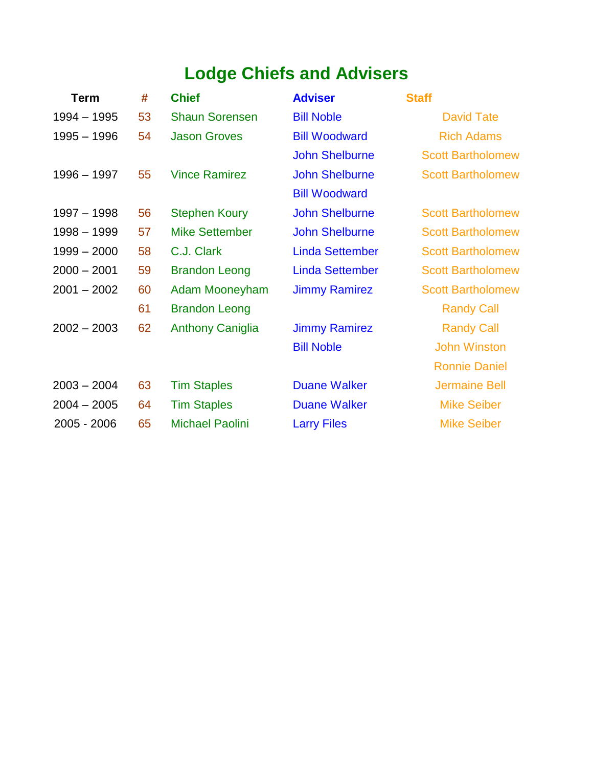# Lodge Chiefs and Advisers

| Term | # | Chief | Adviser | Staff |
|---|---|---|---|---|
| 1994 – 1995 | 53 | Shaun Sorensen | Bill Noble | David Tate |
| 1995 – 1996 | 54 | Jason Groves | Bill Woodward | Rich Adams |
| | | | John Shelburne | Scott Bartholomew |
| 1996 – 1997 | 55 | Vince Ramirez | John Shelburne | Scott Bartholomew |
| | | | Bill Woodward | |
| 1997 – 1998 | 56 | Stephen Koury | John Shelburne | Scott Bartholomew |
| 1998 – 1999 | 57 | Mike Settember | John Shelburne | Scott Bartholomew |
| 1999 – 2000 | 58 | C.J. Clark | Linda Settember | Scott Bartholomew |
| 2000 – 2001 | 59 | Brandon Leong | Linda Settember | Scott Bartholomew |
| 2001 – 2002 | 60 | Adam Mooneyham | Jimmy Ramirez | Scott Bartholomew |
| | 61 | Brandon Leong | | Randy Call |
| 2002 – 2003 | 62 | Anthony Caniglia | Jimmy Ramirez | Randy Call |
| | | | Bill Noble | John Winston |
| | | | | Ronnie Daniel |
| 2003 – 2004 | 63 | Tim Staples | Duane Walker | Jermaine Bell |
| 2004 – 2005 | 64 | Tim Staples | Duane Walker | Mike Seiber |
| 2005 - 2006 | 65 | Michael Paolini | Larry Files | Mike Seiber |